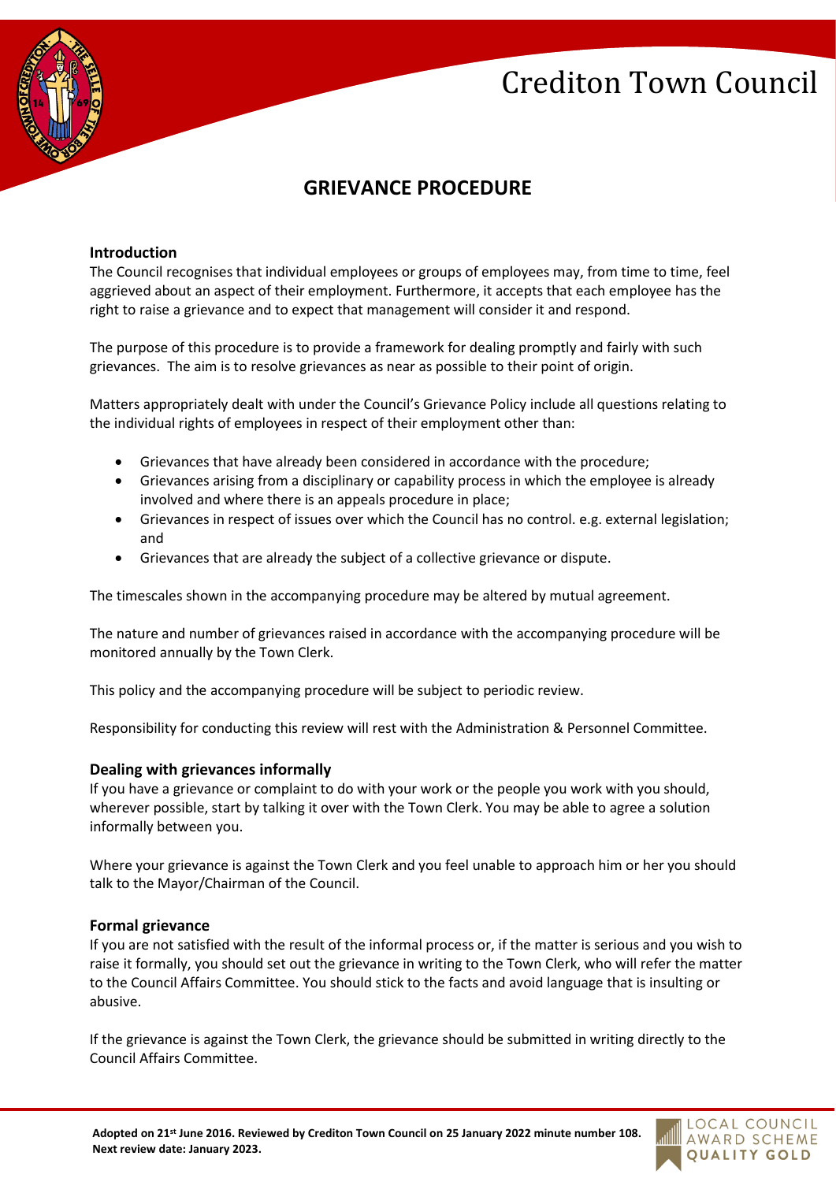# Crediton Town Council

## GRIEVANCE PROCEDURE

### Introduction

The Council recognises that individual employees or groups of employees may, from time to time, feel aggrieved about an aspect of their employment. Furthermore, it accepts that each employee has the right to raise a grievance and to expect that management will consider it and respond.

The purpose of this procedure is to provide a framework for dealing promptly and fairly with such grievances. The aim is to resolve grievances as near as possible to their point of origin.

Matters appropriately dealt with under the Council's Grievance Policy include all questions relating to the individual rights of employees in respect of their employment other than:

- Grievances that have already been considered in accordance with the procedure;
- Grievances arising from a disciplinary or capability process in which the employee is already involved and where there is an appeals procedure in place;
- Grievances in respect of issues over which the Council has no control. e.g. external legislation; and
- Grievances that are already the subject of a collective grievance or dispute.

The timescales shown in the accompanying procedure may be altered by mutual agreement.

The nature and number of grievances raised in accordance with the accompanying procedure will be monitored annually by the Town Clerk.

This policy and the accompanying procedure will be subject to periodic review.

Responsibility for conducting this review will rest with the Administration & Personnel Committee.

### Dealing with grievances informally

If you have a grievance or complaint to do with your work or the people you work with you should, wherever possible, start by talking it over with the Town Clerk. You may be able to agree a solution informally between you.

Where your grievance is against the Town Clerk and you feel unable to approach him or her you should talk to the Mayor/Chairman of the Council.

### Formal grievance

If you are not satisfied with the result of the informal process or, if the matter is serious and you wish to raise it formally, you should set out the grievance in writing to the Town Clerk, who will refer the matter to the Council Affairs Committee. You should stick to the facts and avoid language that is insulting or abusive.

If the grievance is against the Town Clerk, the grievance should be submitted in writing directly to the Council Affairs Committee.

**Adopted on 21st June 2016. Reviewed by Crediton Town Council on 25 January 2022 minute number 108. Next review date: January 2023.**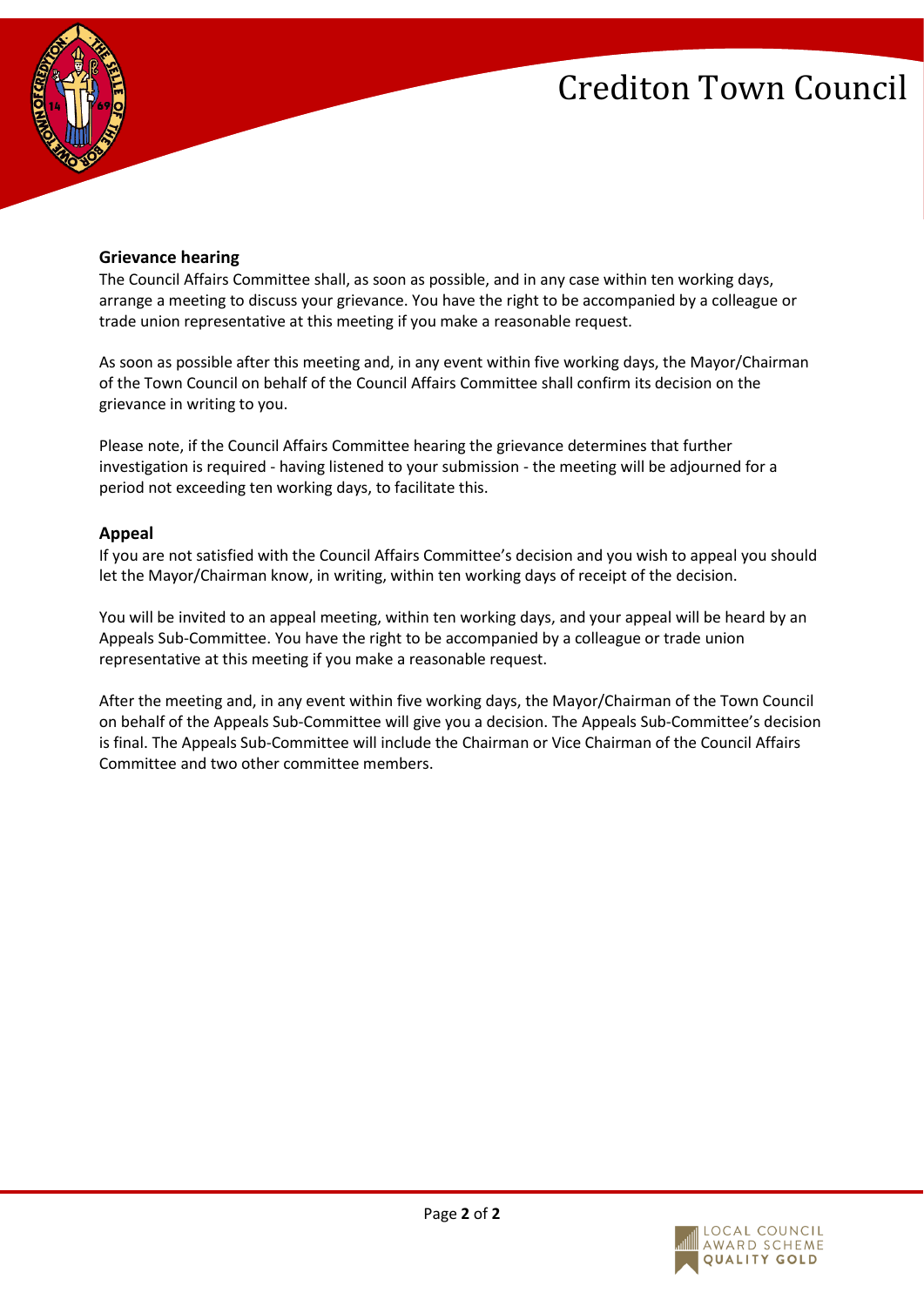**Grievance hearing**

The Council Affairs Committee shall, as soon as possible, and in any case within ten working days, arrange a meeting to discuss your grievance. You have the right to be accompanied by a colleague or trade union representative at this meeting if you make a reasonable request.

As soon as possible after this meeting and, in any event within five working days, the Mayor/Chairman of the Town Council on behalf of the Council Affairs Committee shall confirm its decision on the grievance in writing to you.

Please note, if the Council Affairs Committee hearing the grievance determines that further investigation is required - having listened to your submission - the meeting will be adjourned for a period not exceeding ten working days, to facilitate this.

**Appeal**

If you are not satisfied with the Council Affairs Committee's decision and you wish to appeal you should let the Mayor/Chairman know, in writing, within ten working days of receipt of the decision.

You will be invited to an appeal meeting, within ten working days, and your appeal will be heard by an Appeals Sub-Committee. You have the right to be accompanied by a colleague or trade union representative at this meeting if you make a reasonable request.

After the meeting and, in any event within five working days, the Mayor/Chairman of the Town Council on behalf of the Appeals Sub-Committee will give you a decision. The Appeals Sub-Committee's decision is final. The Appeals Sub-Committee will include the Chairman or Vice Chairman of the Council Affairs Committee and two other committee members.